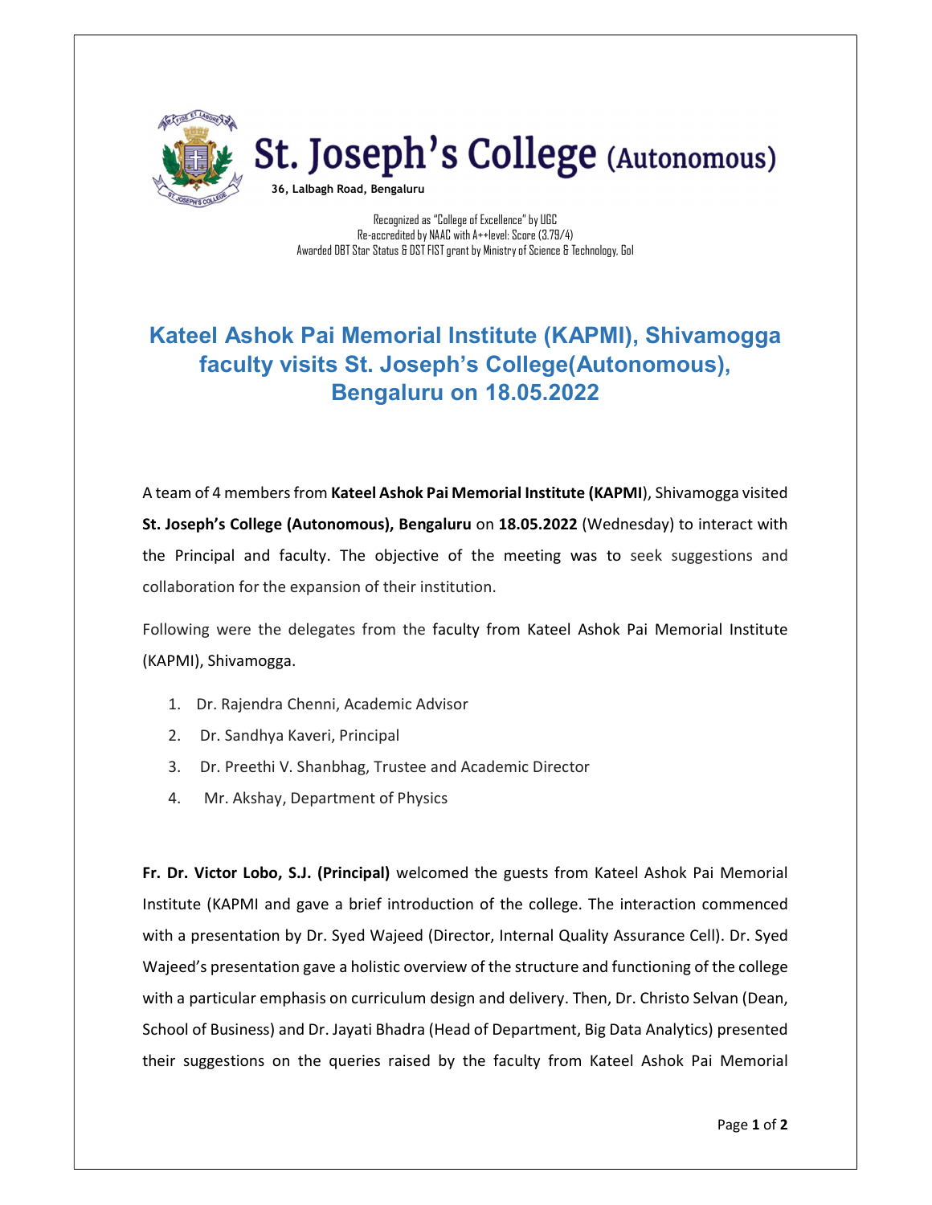# St. Joseph's College (Autonomous)

**36, Lalbagh Road, Bengaluru**

Recognized as "College of Excellence" by UGC
Re-accredited by NAAC with A++level: Score (3.79/4)
Awarded DBT Star Status & DST FIST grant by Ministry of Science & Technology, GoI

## Kateel Ashok Pai Memorial Institute (KAPMI), Shivamogga faculty visits St. Joseph's College(Autonomous), Bengaluru on 18.05.2022

A team of 4 members from **Kateel Ashok Pai Memorial Institute (KAPMI**), Shivamogga visited **St. Joseph's College (Autonomous), Bengaluru** on **18.05.2022** (Wednesday) to interact with the Principal and faculty. The objective of the meeting was to seek suggestions and collaboration for the expansion of their institution.

Following were the delegates from the faculty from Kateel Ashok Pai Memorial Institute (KAPMI), Shivamogga.

1. Dr. Rajendra Chenni, Academic Advisor
2. Dr. Sandhya Kaveri, Principal
3. Dr. Preethi V. Shanbhag, Trustee and Academic Director
4. Mr. Akshay, Department of Physics

**Fr. Dr. Victor Lobo, S.J. (Principal)** welcomed the guests from Kateel Ashok Pai Memorial Institute (KAPMI and gave a brief introduction of the college. The interaction commenced with a presentation by Dr. Syed Wajeed (Director, Internal Quality Assurance Cell). Dr. Syed Wajeed's presentation gave a holistic overview of the structure and functioning of the college with a particular emphasis on curriculum design and delivery. Then, Dr. Christo Selvan (Dean, School of Business) and Dr. Jayati Bhadra (Head of Department, Big Data Analytics) presented their suggestions on the queries raised by the faculty from Kateel Ashok Pai Memorial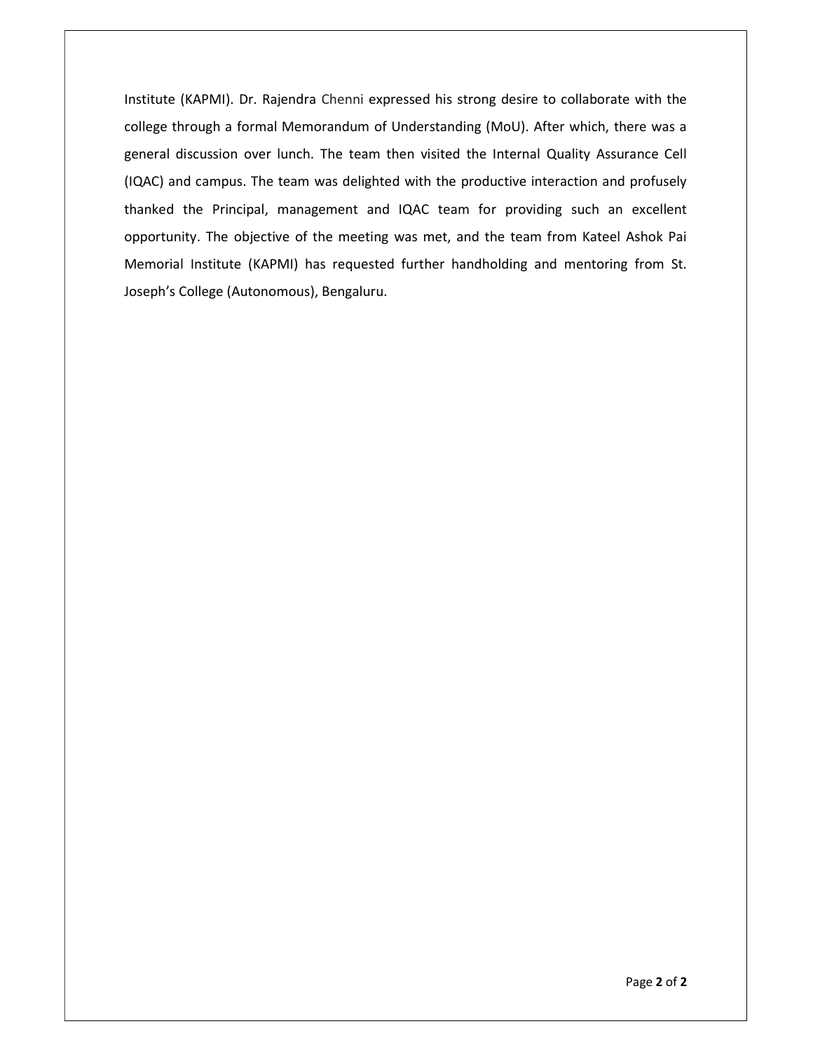Institute (KAPMI). Dr. Rajendra Chenni expressed his strong desire to collaborate with the college through a formal Memorandum of Understanding (MoU). After which, there was a general discussion over lunch. The team then visited the Internal Quality Assurance Cell (IQAC) and campus. The team was delighted with the productive interaction and profusely thanked the Principal, management and IQAC team for providing such an excellent opportunity. The objective of the meeting was met, and the team from Kateel Ashok Pai Memorial Institute (KAPMI) has requested further handholding and mentoring from St. Joseph's College (Autonomous), Bengaluru.